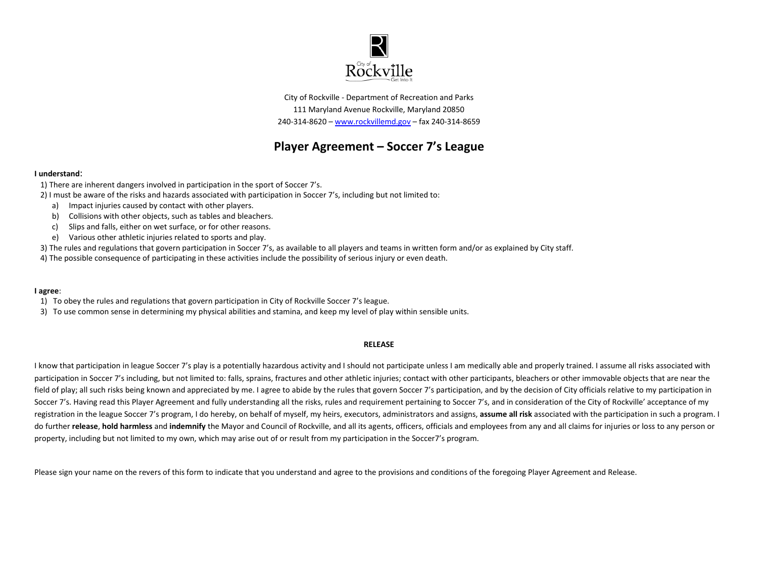City of Rockville - Department of Recreation and Parks
111 Maryland Avenue Rockville, Maryland 20850
240-314-8620 – www.rockvillemd.gov – fax 240-314-8659

# Player Agreement – Soccer 7's League

**I understand**:

1) There are inherent dangers involved in participation in the sport of Soccer 7's.
2) I must be aware of the risks and hazards associated with participation in Soccer 7's, including but not limited to:
   a) Impact injuries caused by contact with other players.
   b) Collisions with other objects, such as tables and bleachers.
   c) Slips and falls, either on wet surface, or for other reasons.
   e) Various other athletic injuries related to sports and play.
3) The rules and regulations that govern participation in Soccer 7's, as available to all players and teams in written form and/or as explained by City staff.
4) The possible consequence of participating in these activities include the possibility of serious injury or even death.

**I agree**:

1) To obey the rules and regulations that govern participation in City of Rockville Soccer 7's league.
3) To use common sense in determining my physical abilities and stamina, and keep my level of play within sensible units.

**RELEASE**

I know that participation in league Soccer 7's play is a potentially hazardous activity and I should not participate unless I am medically able and properly trained. I assume all risks associated with participation in Soccer 7's including, but not limited to: falls, sprains, fractures and other athletic injuries; contact with other participants, bleachers or other immovable objects that are near the field of play; all such risks being known and appreciated by me. I agree to abide by the rules that govern Soccer 7's participation, and by the decision of City officials relative to my participation in Soccer 7's. Having read this Player Agreement and fully understanding all the risks, rules and requirement pertaining to Soccer 7's, and in consideration of the City of Rockville' acceptance of my registration in the league Soccer 7's program, I do hereby, on behalf of myself, my heirs, executors, administrators and assigns, **assume all risk** associated with the participation in such a program. I do further **release**, **hold harmless** and **indemnify** the Mayor and Council of Rockville, and all its agents, officers, officials and employees from any and all claims for injuries or loss to any person or property, including but not limited to my own, which may arise out of or result from my participation in the Soccer7's program.

Please sign your name on the revers of this form to indicate that you understand and agree to the provisions and conditions of the foregoing Player Agreement and Release.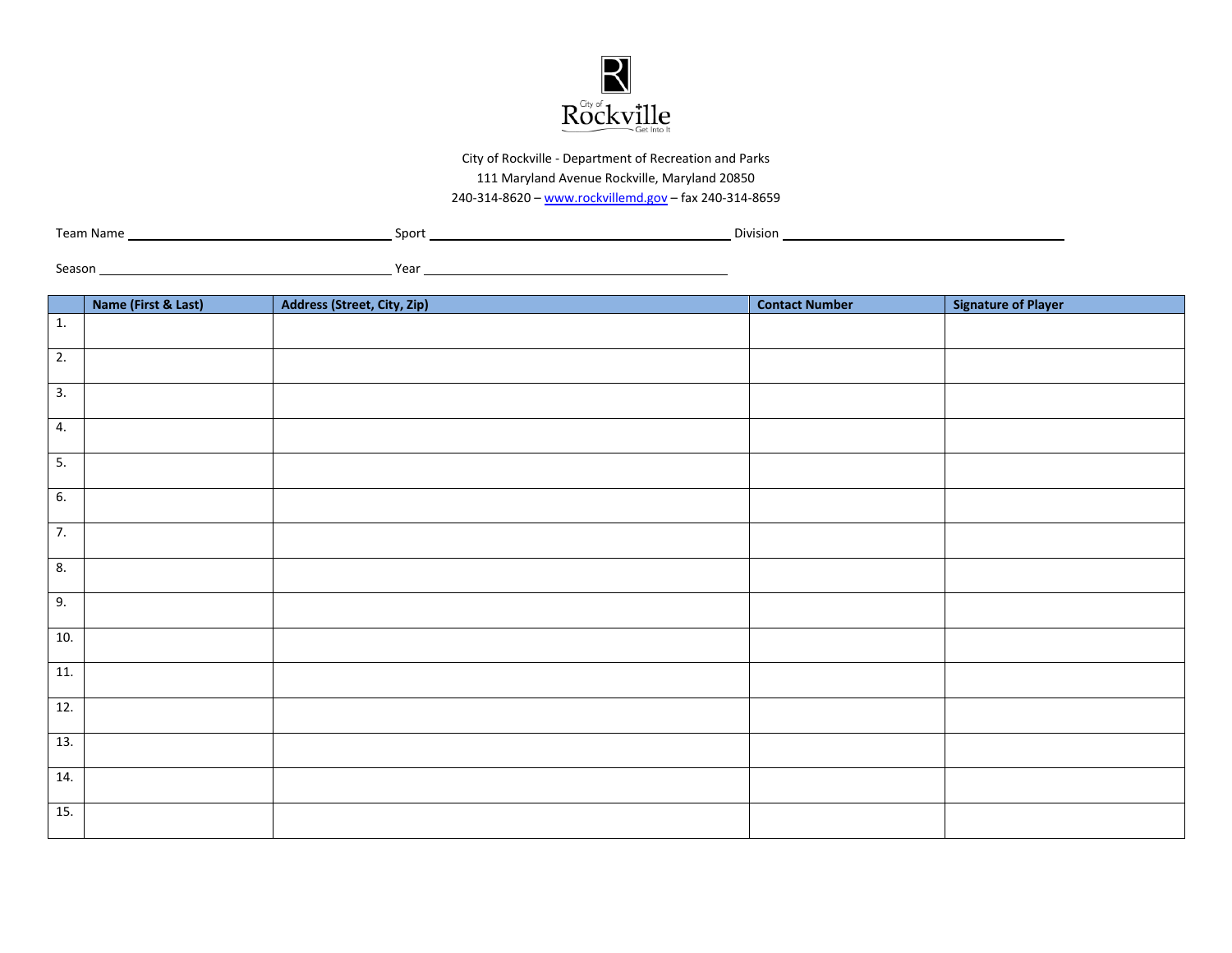City of Rockville
Get Into It

City of Rockville - Department of Recreation and Parks
111 Maryland Avenue Rockville, Maryland 20850
240-314-8620 – www.rockvillemd.gov – fax 240-314-8659

Team Name ______________________ Sport ______________________ Division ______________________

Season ______________________ Year ______________________

| | Name (First & Last) | Address (Street, City, Zip) | Contact Number | Signature of Player |
|---|---|---|---|---|
| 1. | | | | |
| 2. | | | | |
| 3. | | | | |
| 4. | | | | |
| 5. | | | | |
| 6. | | | | |
| 7. | | | | |
| 8. | | | | |
| 9. | | | | |
| 10. | | | | |
| 11. | | | | |
| 12. | | | | |
| 13. | | | | |
| 14. | | | | |
| 15. | | | | |